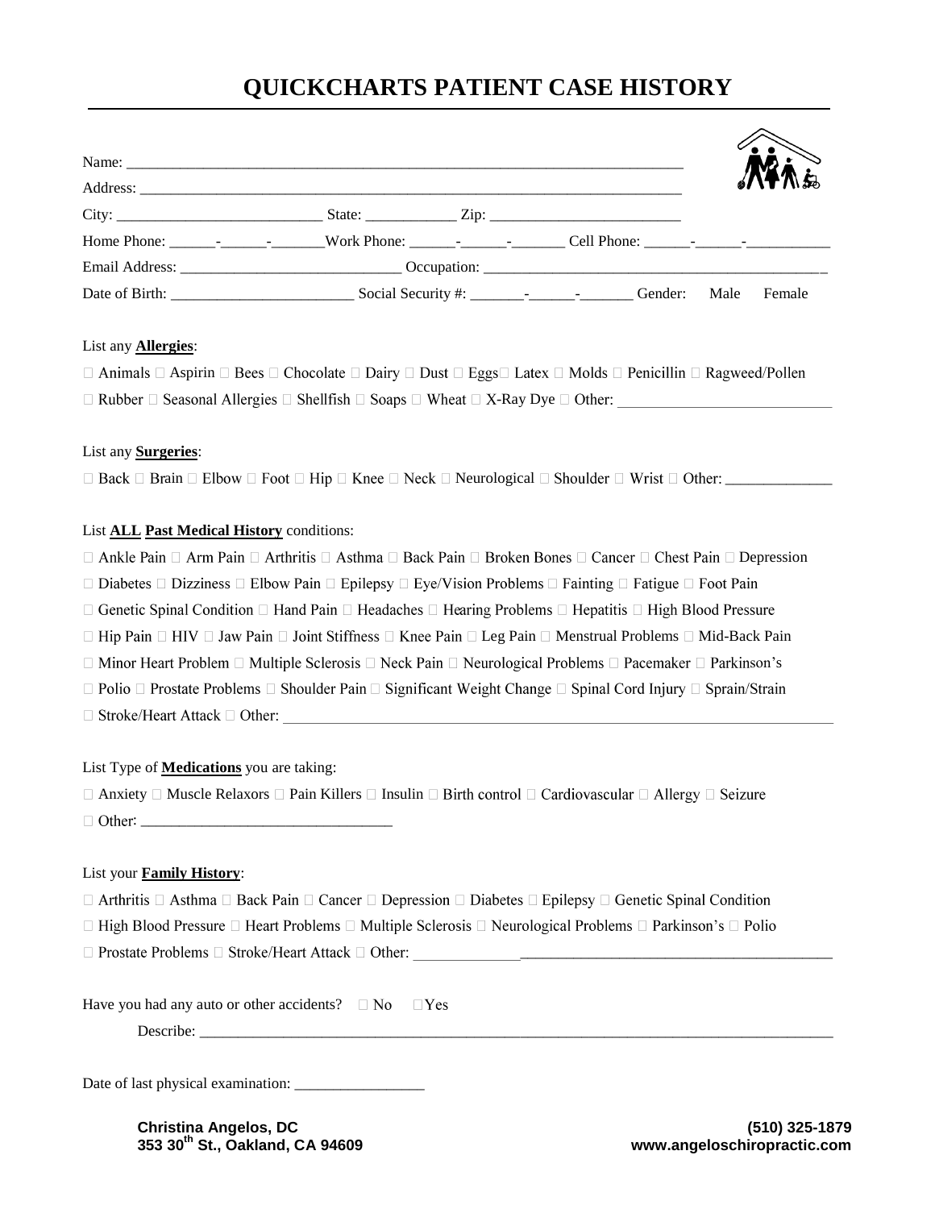# QUICKCHARTS PATIENT CASE HISTORY

Name: ___________________________________________________________________________

Address: _________________________________________________________________________

City: ___________________________ State: ____________ Zip: __________________________

Home Phone: ______-______-_______Work Phone: ______-______-_______ Cell Phone: ______-______-___________

Email Address: _____________________________ Occupation: _____________________________________________

Date of Birth: ________________________ Social Security #: _______-______-_______ Gender: Male Female

List any **Allergies**:

☐ Animals ☐ Aspirin ☐ Bees ☐ Chocolate ☐ Dairy ☐ Dust ☐ Eggs☐ Latex ☐ Molds ☐ Penicillin ☐ Ragweed/Pollen
☐ Rubber ☐ Seasonal Allergies ☐ Shellfish ☐ Soaps ☐ Wheat ☐ X-Ray Dye ☐ Other: ____________________________

List any **Surgeries**:

☐ Back ☐ Brain ☐ Elbow ☐ Foot ☐ Hip ☐ Knee ☐ Neck ☐ Neurological ☐ Shoulder ☐ Wrist ☐ Other: ______________

List **ALL Past Medical History** conditions:

☐ Ankle Pain ☐ Arm Pain ☐ Arthritis ☐ Asthma ☐ Back Pain ☐ Broken Bones ☐ Cancer ☐ Chest Pain ☐ Depression
☐ Diabetes ☐ Dizziness ☐ Elbow Pain ☐ Epilepsy ☐ Eye/Vision Problems ☐ Fainting ☐ Fatigue ☐ Foot Pain
☐ Genetic Spinal Condition ☐ Hand Pain ☐ Headaches ☐ Hearing Problems ☐ Hepatitis ☐ High Blood Pressure
☐ Hip Pain ☐ HIV ☐ Jaw Pain ☐ Joint Stiffness ☐ Knee Pain ☐ Leg Pain ☐ Menstrual Problems ☐ Mid-Back Pain
☐ Minor Heart Problem ☐ Multiple Sclerosis ☐ Neck Pain ☐ Neurological Problems ☐ Pacemaker ☐ Parkinson's
☐ Polio ☐ Prostate Problems ☐ Shoulder Pain ☐ Significant Weight Change ☐ Spinal Cord Injury ☐ Sprain/Strain
☐ Stroke/Heart Attack ☐ Other: ____________________________________________________________________________

List Type of **Medications** you are taking:

☐ Anxiety ☐ Muscle Relaxors ☐ Pain Killers ☐ Insulin ☐ Birth control ☐ Cardiovascular ☐ Allergy ☐ Seizure
☐ Other: ________________________________

List your **Family History**:

☐ Arthritis ☐ Asthma ☐ Back Pain ☐ Cancer ☐ Depression ☐ Diabetes ☐ Epilepsy ☐ Genetic Spinal Condition
☐ High Blood Pressure ☐ Heart Problems ☐ Multiple Sclerosis ☐ Neurological Problems ☐ Parkinson's ☐ Polio
☐ Prostate Problems ☐ Stroke/Heart Attack ☐ Other: _______________________________________________________

Have you had any auto or other accidents? ☐ No ☐Yes

Describe: ___________________________________________________________________________________

Date of last physical examination: _________________

**Christina Angelos, DC**
**353 30th St., Oakland, CA 94609**

**(510) 325-1879**
**www.angeloschiropractic.com**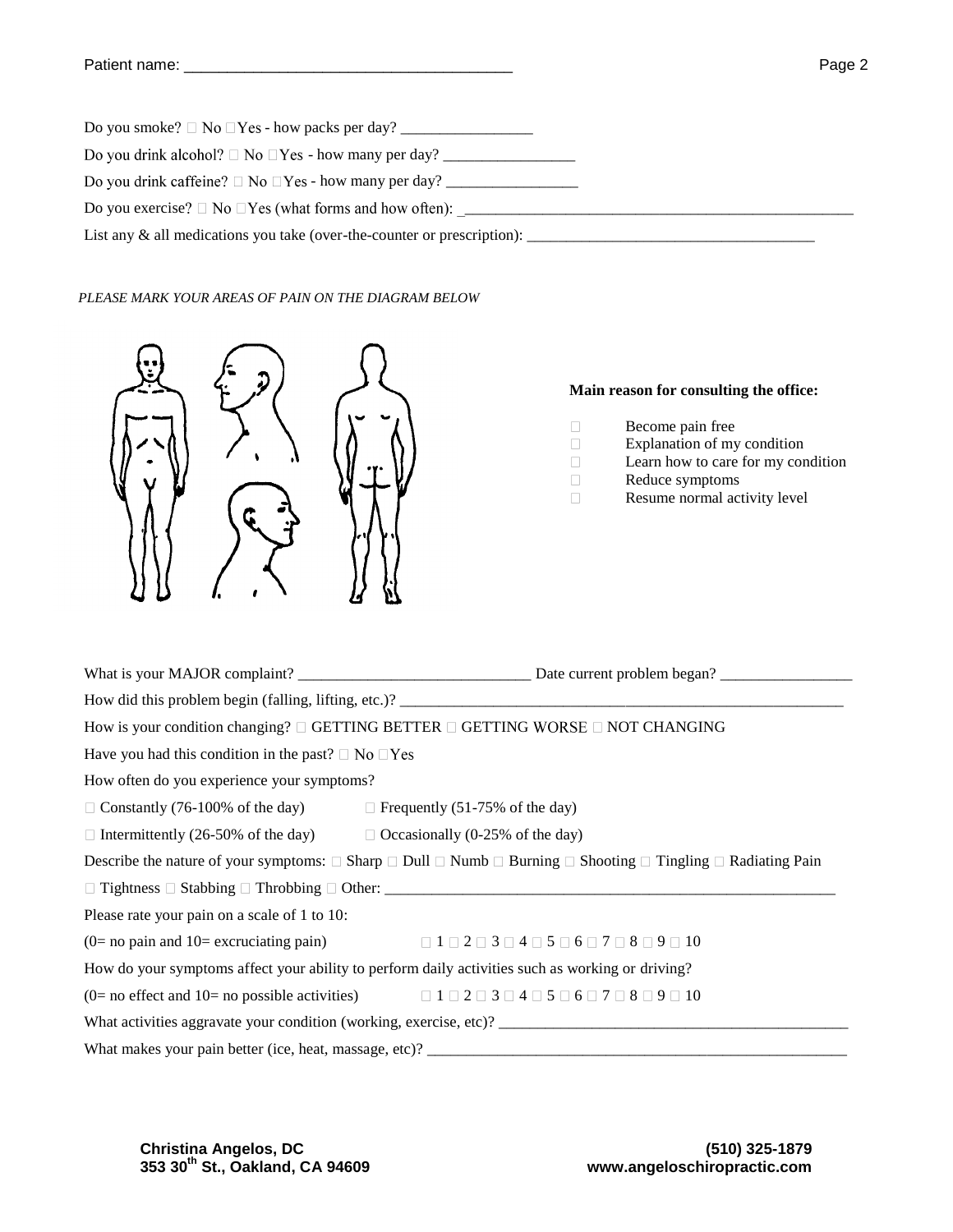Patient name: ______________________________________

Do you smoke? ☐ No ☐Yes - how packs per day? _________________

Do you drink alcohol? ☐ No ☐Yes - how many per day? _________________

Do you drink caffeine? ☐ No ☐Yes - how many per day? _________________

Do you exercise? ☐ No ☐Yes (what forms and how often): ____________________________________________________

List any & all medications you take (over-the-counter or prescription): _____________________________________

*PLEASE MARK YOUR AREAS OF PAIN ON THE DIAGRAM BELOW*

**Main reason for consulting the office:**

- ☐ Become pain free
- ☐ Explanation of my condition
- ☐ Learn how to care for my condition
- ☐ Reduce symptoms
- ☐ Resume normal activity level

What is your MAJOR complaint? ______________________________ Date current problem began? _________________

How did this problem begin (falling, lifting, etc.)? __________________________________________________________

How is your condition changing? ☐ GETTING BETTER ☐ GETTING WORSE ☐ NOT CHANGING

Have you had this condition in the past? ☐ No ☐Yes

How often do you experience your symptoms?

☐ Constantly (76-100% of the day) ☐ Frequently (51-75% of the day)

☐ Intermittently (26-50% of the day) ☐ Occasionally (0-25% of the day)

Describe the nature of your symptoms: ☐ Sharp ☐ Dull ☐ Numb ☐ Burning ☐ Shooting ☐ Tingling ☐ Radiating Pain

☐ Tightness ☐ Stabbing ☐ Throbbing ☐ Other: ____________________________________________________________

Please rate your pain on a scale of 1 to 10:

(0= no pain and 10= excruciating pain) ☐ 1 ☐ 2 ☐ 3 ☐ 4 ☐ 5 ☐ 6 ☐ 7 ☐ 8 ☐ 9 ☐ 10

How do your symptoms affect your ability to perform daily activities such as working or driving?

(0= no effect and 10= no possible activities) ☐ 1 ☐ 2 ☐ 3 ☐ 4 ☐ 5 ☐ 6 ☐ 7 ☐ 8 ☐ 9 ☐ 10

What activities aggravate your condition (working, exercise, etc)? _____________________________________________

What makes your pain better (ice, heat, massage, etc)? ________________________________________________________

**Christina Angelos, DC**
**353 30th St., Oakland, CA 94609**

**(510) 325-1879**
**www.angeloschiropractic.com**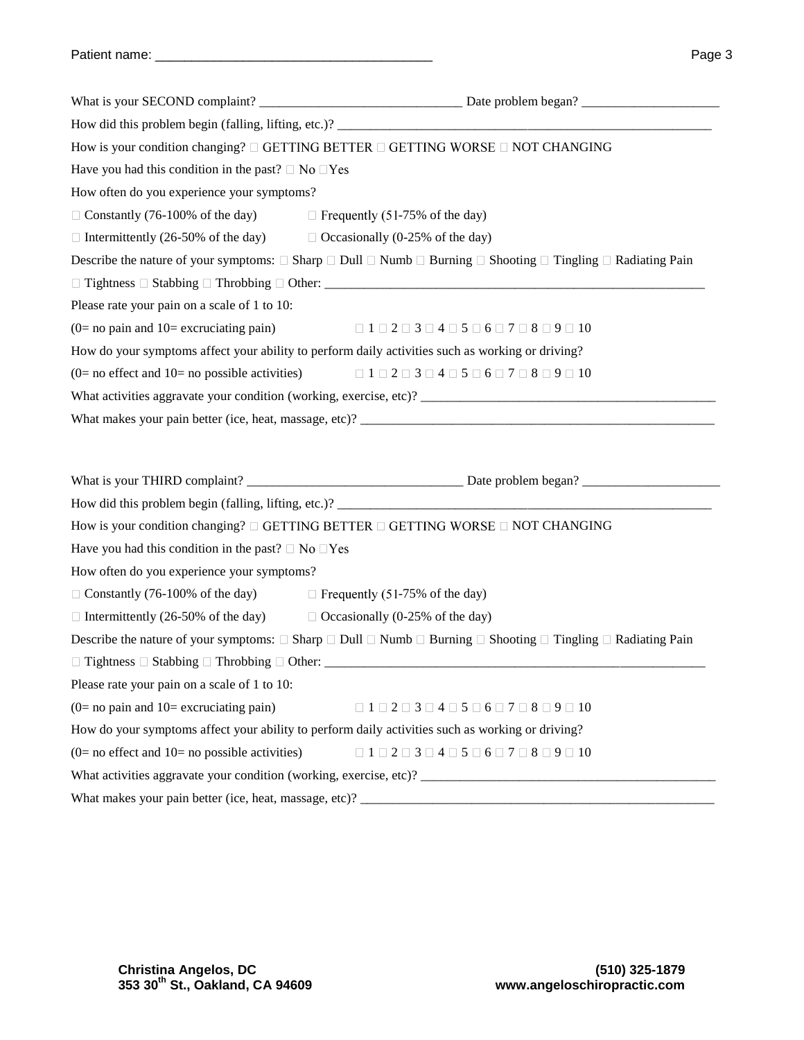What is your SECOND complaint? _______________________________ Date problem began? _____________________

How did this problem begin (falling, lifting, etc.)? ___________________________________________________________

How is your condition changing? □ GETTING BETTER □ GETTING WORSE □ NOT CHANGING

Have you had this condition in the past? □ No □Yes

How often do you experience your symptoms?

□ Constantly (76-100% of the day) □ Frequently (51-75% of the day)

□ Intermittently (26-50% of the day) □ Occasionally (0-25% of the day)

Describe the nature of your symptoms: □ Sharp □ Dull □ Numb □ Burning □ Shooting □ Tingling □ Radiating Pain

□ Tightness □ Stabbing □ Throbbing □ Other: ___________________________________________________________

Please rate your pain on a scale of 1 to 10:

(0= no pain and 10= excruciating pain) □ 1 □ 2 □ 3 □ 4 □ 5 □ 6 □ 7 □ 8 □ 9 □ 10

How do your symptoms affect your ability to perform daily activities such as working or driving?

(0= no effect and 10= no possible activities) □ 1 □ 2 □ 3 □ 4 □ 5 □ 6 □ 7 □ 8 □ 9 □ 10

What activities aggravate your condition (working, exercise, etc)? _____________________________________________

What makes your pain better (ice, heat, massage, etc)? _______________________________________________________

What is your THIRD complaint? _________________________________ Date problem began? _____________________

How did this problem begin (falling, lifting, etc.)? ___________________________________________________________

How is your condition changing? □ GETTING BETTER □ GETTING WORSE □ NOT CHANGING

Have you had this condition in the past? □ No □Yes

How often do you experience your symptoms?

□ Constantly (76-100% of the day) □ Frequently (51-75% of the day)

□ Intermittently (26-50% of the day) □ Occasionally (0-25% of the day)

Describe the nature of your symptoms: □ Sharp □ Dull □ Numb □ Burning □ Shooting □ Tingling □ Radiating Pain

□ Tightness □ Stabbing □ Throbbing □ Other: ___________________________________________________________

Please rate your pain on a scale of 1 to 10:

(0= no pain and 10= excruciating pain) □ 1 □ 2 □ 3 □ 4 □ 5 □ 6 □ 7 □ 8 □ 9 □ 10

How do your symptoms affect your ability to perform daily activities such as working or driving?

(0= no effect and 10= no possible activities) □ 1 □ 2 □ 3 □ 4 □ 5 □ 6 □ 7 □ 8 □ 9 □ 10

What activities aggravate your condition (working, exercise, etc)? _____________________________________________

What makes your pain better (ice, heat, massage, etc)? _______________________________________________________